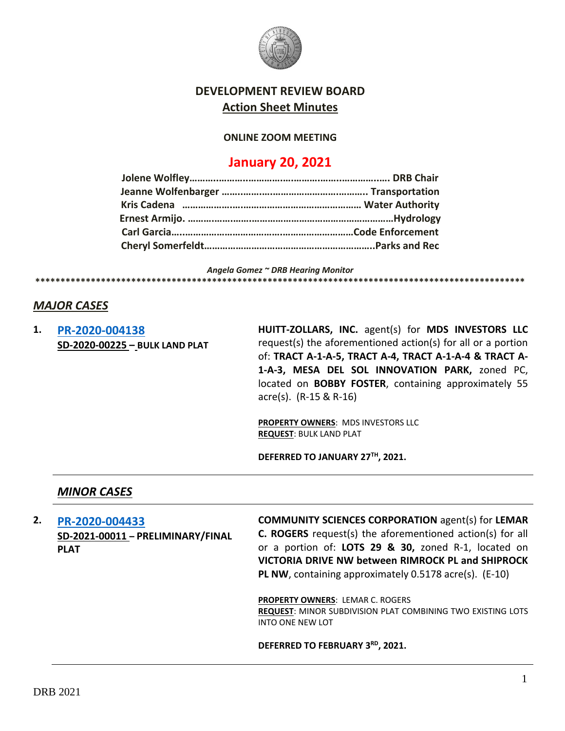# DEVELOPMENT REVIEW BOARD

## Action Sheet Minutes

**ONLINE ZOOM MEETING**

## January 20, 2021

**Jolene Wolfley……………………………………………………………………. DRB Chair**
**Jeanne Wolfenbarger ……………………………………………….. Transportation**
**Kris Cadena ………………………………………………………… Water Authority**
**Ernest Armijo. ……………………………………………………………………Hydrology**
**Carl Garcia………………………………………………………………Code Enforcement**
**Cheryl Somerfeldt………………………………………………………..Parks and Rec**

*Angela Gomez ~ DRB Hearing Monitor*

****************************************************************************************************

## *MAJOR CASES*

**1. PR-2020-004138**
**SD-2020-00225 – BULK LAND PLAT**

**HUITT-ZOLLARS, INC.** agent(s) for **MDS INVESTORS LLC** request(s) the aforementioned action(s) for all or a portion of: **TRACT A-1-A-5, TRACT A-4, TRACT A-1-A-4 & TRACT A-1-A-3, MESA DEL SOL INNOVATION PARK,** zoned PC, located on **BOBBY FOSTER**, containing approximately 55 acre(s). (R-15 & R-16)

**PROPERTY OWNERS**: MDS INVESTORS LLC
**REQUEST**: BULK LAND PLAT

**DEFERRED TO JANUARY 27TH, 2021.**

---

## *MINOR CASES*

**2. PR-2020-004433**
**SD-2021-00011 – PRELIMINARY/FINAL PLAT**

**COMMUNITY SCIENCES CORPORATION** agent(s) for **LEMAR C. ROGERS** request(s) the aforementioned action(s) for all or a portion of: **LOTS 29 & 30,** zoned R-1, located on **VICTORIA DRIVE NW between RIMROCK PL and SHIPROCK PL NW**, containing approximately 0.5178 acre(s). (E-10)

**PROPERTY OWNERS**: LEMAR C. ROGERS
**REQUEST**: MINOR SUBDIVISION PLAT COMBINING TWO EXISTING LOTS INTO ONE NEW LOT

**DEFERRED TO FEBRUARY 3RD, 2021.**

---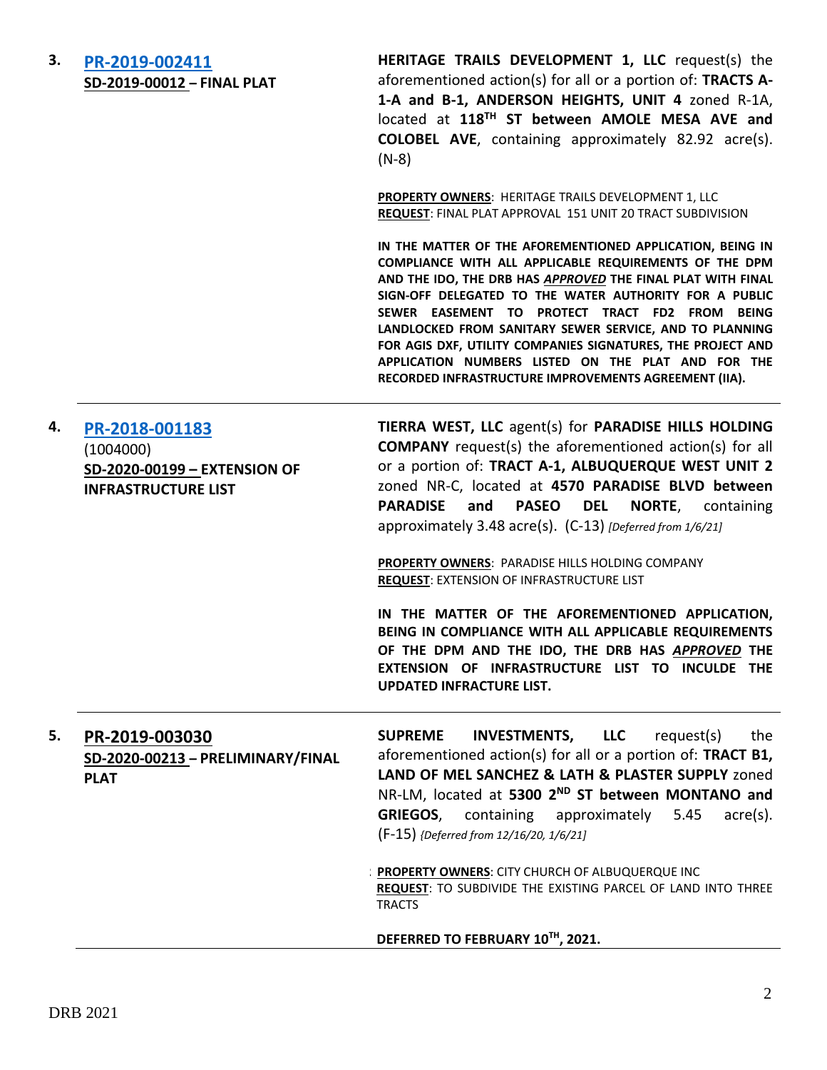3. **[PR-2019-002411](#)**
**SD-2019-00012 – FINAL PLAT**

**HERITAGE TRAILS DEVELOPMENT 1, LLC** request(s) the aforementioned action(s) for all or a portion of: **TRACTS A-1-A and B-1, ANDERSON HEIGHTS, UNIT 4** zoned R-1A, located at **118TH ST between AMOLE MESA AVE and COLOBEL AVE**, containing approximately 82.92 acre(s). (N-8)

**PROPERTY OWNERS**: HERITAGE TRAILS DEVELOPMENT 1, LLC
**REQUEST**: FINAL PLAT APPROVAL 151 UNIT 20 TRACT SUBDIVISION

**IN THE MATTER OF THE AFOREMENTIONED APPLICATION, BEING IN COMPLIANCE WITH ALL APPLICABLE REQUIREMENTS OF THE DPM AND THE IDO, THE DRB HAS *APPROVED* THE FINAL PLAT WITH FINAL SIGN-OFF DELEGATED TO THE WATER AUTHORITY FOR A PUBLIC SEWER EASEMENT TO PROTECT TRACT FD2 FROM BEING LANDLOCKED FROM SANITARY SEWER SERVICE, AND TO PLANNING FOR AGIS DXF, UTILITY COMPANIES SIGNATURES, THE PROJECT AND APPLICATION NUMBERS LISTED ON THE PLAT AND FOR THE RECORDED INFRASTRUCTURE IMPROVEMENTS AGREEMENT (IIA).**

---

4. **[PR-2018-001183](#)**
(1004000)
**SD-2020-00199 – EXTENSION OF INFRASTRUCTURE LIST**

**TIERRA WEST, LLC** agent(s) for **PARADISE HILLS HOLDING COMPANY** request(s) the aforementioned action(s) for all or a portion of: **TRACT A-1, ALBUQUERQUE WEST UNIT 2** zoned NR-C, located at **4570 PARADISE BLVD between PARADISE and PASEO DEL NORTE**, containing approximately 3.48 acre(s). (C-13) *[Deferred from 1/6/21]*

**PROPERTY OWNERS**: PARADISE HILLS HOLDING COMPANY
**REQUEST**: EXTENSION OF INFRASTRUCTURE LIST

**IN THE MATTER OF THE AFOREMENTIONED APPLICATION, BEING IN COMPLIANCE WITH ALL APPLICABLE REQUIREMENTS OF THE DPM AND THE IDO, THE DRB HAS *APPROVED* THE EXTENSION OF INFRASTRUCTURE LIST TO INCULDE THE UPDATED INFRACTURE LIST.**

---

5. **PR-2019-003030**
**SD-2020-00213 – PRELIMINARY/FINAL PLAT**

**SUPREME INVESTMENTS, LLC** request(s) the aforementioned action(s) for all or a portion of: **TRACT B1, LAND OF MEL SANCHEZ & LATH & PLASTER SUPPLY** zoned NR-LM, located at **5300 2ND ST between MONTANO and GRIEGOS**, containing approximately 5.45 acre(s). (F-15) *{Deferred from 12/16/20, 1/6/21]*

**PROPERTY OWNERS**: CITY CHURCH OF ALBUQUERQUE INC
**REQUEST**: TO SUBDIVIDE THE EXISTING PARCEL OF LAND INTO THREE TRACTS

**DEFERRED TO FEBRUARY 10TH, 2021.**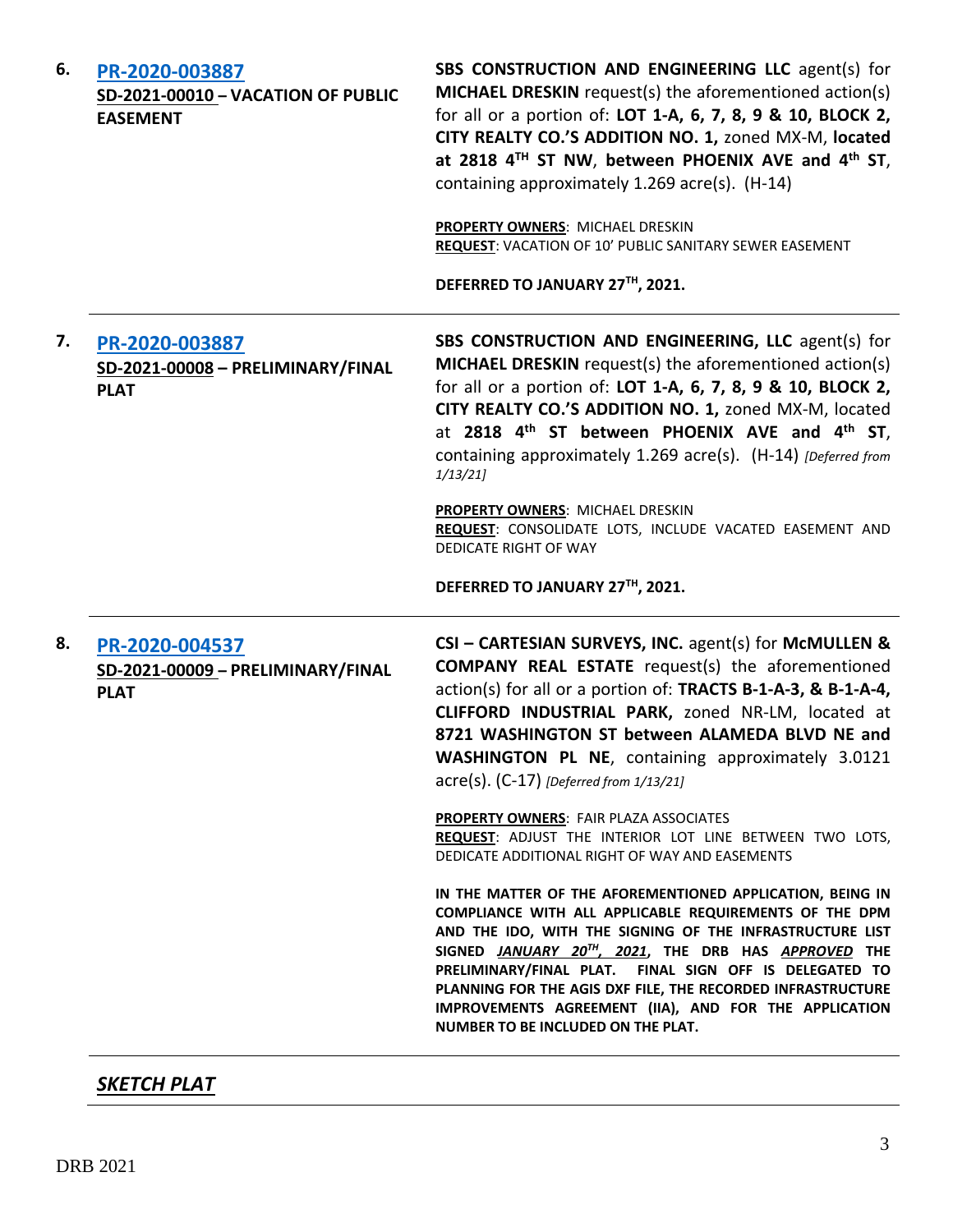| | | |
|---|---|---|
| **6.** | **PR-2020-003887**<br>**SD-2021-00010 – VACATION OF PUBLIC EASEMENT** | **SBS CONSTRUCTION AND ENGINEERING LLC** agent(s) for **MICHAEL DRESKIN** request(s) the aforementioned action(s) for all or a portion of: **LOT 1-A, 6, 7, 8, 9 & 10, BLOCK 2, CITY REALTY CO.'S ADDITION NO. 1,** zoned MX-M, **located at 2818 4TH ST NW**, **between PHOENIX AVE and 4th ST**, containing approximately 1.269 acre(s). (H-14)<br><br>**PROPERTY OWNERS**: MICHAEL DRESKIN<br>**REQUEST**: VACATION OF 10' PUBLIC SANITARY SEWER EASEMENT<br><br>**DEFERRED TO JANUARY 27TH, 2021.** |
| **7.** | **PR-2020-003887**<br>**SD-2021-00008 – PRELIMINARY/FINAL PLAT** | **SBS CONSTRUCTION AND ENGINEERING, LLC** agent(s) for **MICHAEL DRESKIN** request(s) the aforementioned action(s) for all or a portion of: **LOT 1-A, 6, 7, 8, 9 & 10, BLOCK 2, CITY REALTY CO.'S ADDITION NO. 1,** zoned MX-M, located at **2818 4th ST between PHOENIX AVE and 4th ST**, containing approximately 1.269 acre(s). (H-14) *[Deferred from 1/13/21]*<br><br>**PROPERTY OWNERS**: MICHAEL DRESKIN<br>**REQUEST**: CONSOLIDATE LOTS, INCLUDE VACATED EASEMENT AND DEDICATE RIGHT OF WAY<br><br>**DEFERRED TO JANUARY 27TH, 2021.** |
| **8.** | **PR-2020-004537**<br>**SD-2021-00009 – PRELIMINARY/FINAL PLAT** | **CSI – CARTESIAN SURVEYS, INC.** agent(s) for **McMULLEN & COMPANY REAL ESTATE** request(s) the aforementioned action(s) for all or a portion of: **TRACTS B-1-A-3, & B-1-A-4, CLIFFORD INDUSTRIAL PARK,** zoned NR-LM, located at **8721 WASHINGTON ST between ALAMEDA BLVD NE and WASHINGTON PL NE**, containing approximately 3.0121 acre(s). (C-17) *[Deferred from 1/13/21]*<br><br>**PROPERTY OWNERS**: FAIR PLAZA ASSOCIATES<br>**REQUEST**: ADJUST THE INTERIOR LOT LINE BETWEEN TWO LOTS, DEDICATE ADDITIONAL RIGHT OF WAY AND EASEMENTS<br><br>**IN THE MATTER OF THE AFOREMENTIONED APPLICATION, BEING IN COMPLIANCE WITH ALL APPLICABLE REQUIREMENTS OF THE DPM AND THE IDO, WITH THE SIGNING OF THE INFRASTRUCTURE LIST SIGNED *JANUARY 20TH, 2021*, THE DRB HAS *APPROVED* THE PRELIMINARY/FINAL PLAT. FINAL SIGN OFF IS DELEGATED TO PLANNING FOR THE AGIS DXF FILE, THE RECORDED INFRASTRUCTURE IMPROVEMENTS AGREEMENT (IIA), AND FOR THE APPLICATION NUMBER TO BE INCLUDED ON THE PLAT.** |

## *SKETCH PLAT*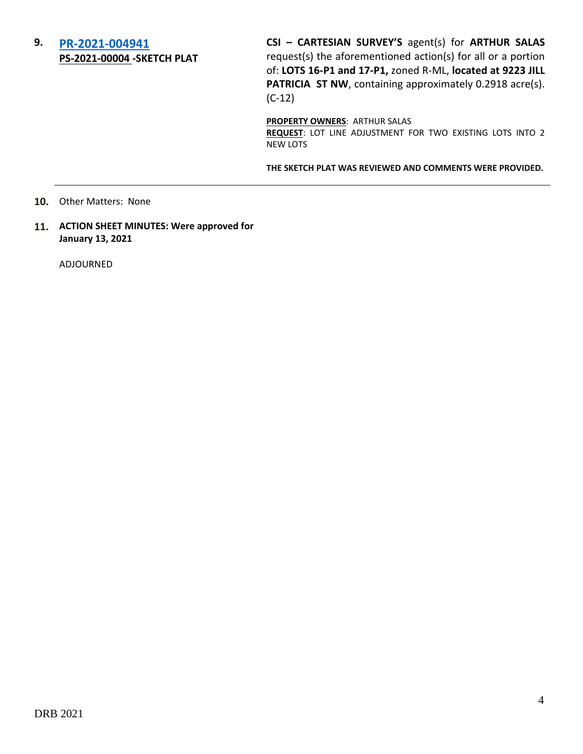**9.** **[PR-2021-004941]**
**PS-2021-00004 -SKETCH PLAT**

**CSI – CARTESIAN SURVEY'S** agent(s) for **ARTHUR SALAS** request(s) the aforementioned action(s) for all or a portion of: **LOTS 16-P1 and 17-P1,** zoned R-ML, **located at 9223 JILL PATRICIA ST NW**, containing approximately 0.2918 acre(s). (C-12)

**PROPERTY OWNERS**: ARTHUR SALAS
**REQUEST**: LOT LINE ADJUSTMENT FOR TWO EXISTING LOTS INTO 2 NEW LOTS

**THE SKETCH PLAT WAS REVIEWED AND COMMENTS WERE PROVIDED.**

---

**10.** Other Matters: None

**11.** **ACTION SHEET MINUTES: Were approved for January 13, 2021**

ADJOURNED

DRB 2021